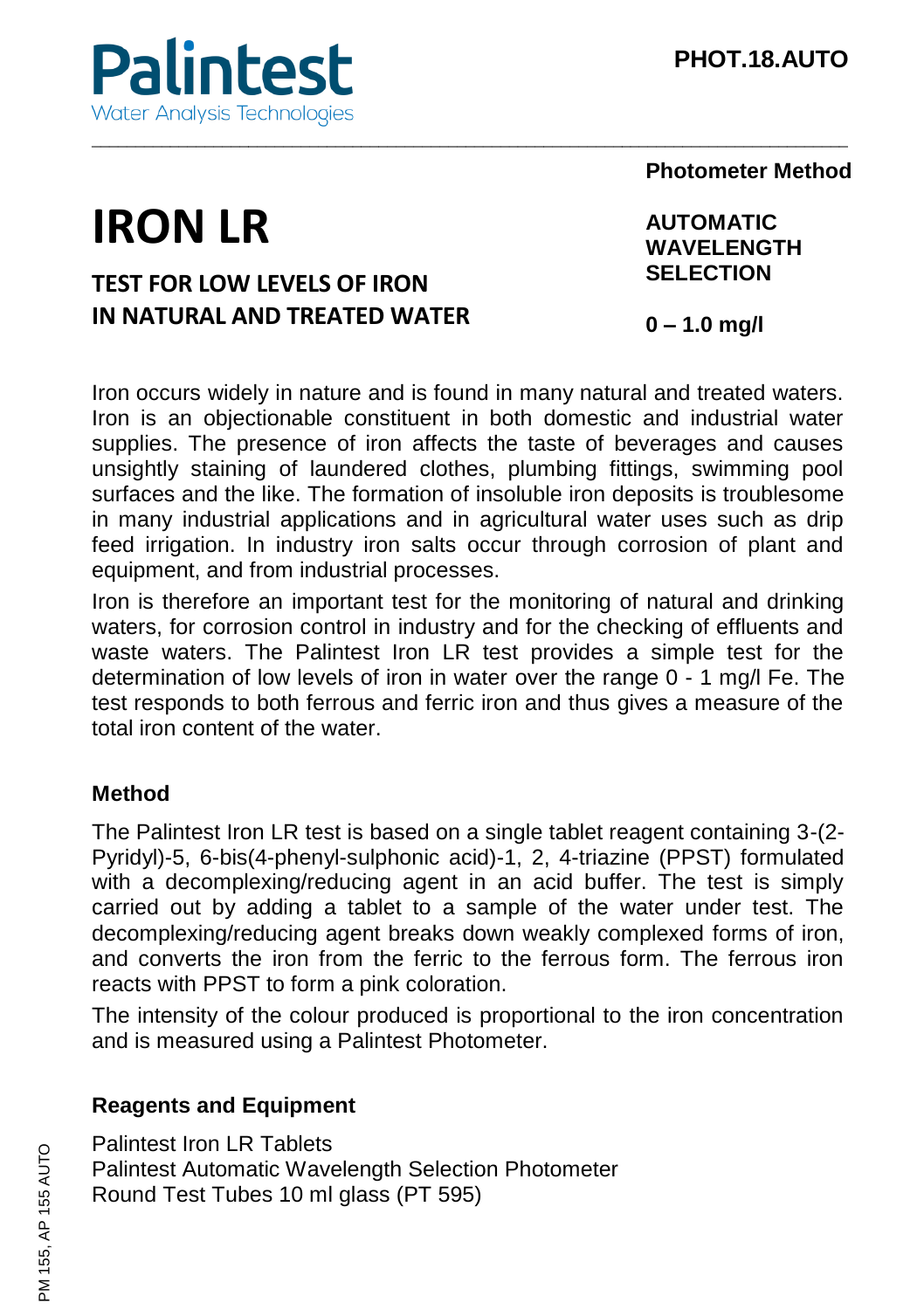Palintest
Water Analysis Technologies

PHOT.18.AUTO

**Photometer Method**

# IRON LR

## TEST FOR LOW LEVELS OF IRON IN NATURAL AND TREATED WATER

**AUTOMATIC WAVELENGTH SELECTION**

**0 – 1.0 mg/l**

Iron occurs widely in nature and is found in many natural and treated waters. Iron is an objectionable constituent in both domestic and industrial water supplies. The presence of iron affects the taste of beverages and causes unsightly staining of laundered clothes, plumbing fittings, swimming pool surfaces and the like. The formation of insoluble iron deposits is troublesome in many industrial applications and in agricultural water uses such as drip feed irrigation. In industry iron salts occur through corrosion of plant and equipment, and from industrial processes.

Iron is therefore an important test for the monitoring of natural and drinking waters, for corrosion control in industry and for the checking of effluents and waste waters. The Palintest Iron LR test provides a simple test for the determination of low levels of iron in water over the range 0 - 1 mg/l Fe. The test responds to both ferrous and ferric iron and thus gives a measure of the total iron content of the water.

### Method

The Palintest Iron LR test is based on a single tablet reagent containing 3-(2-Pyridyl)-5, 6-bis(4-phenyl-sulphonic acid)-1, 2, 4-triazine (PPST) formulated with a decomplexing/reducing agent in an acid buffer. The test is simply carried out by adding a tablet to a sample of the water under test. The decomplexing/reducing agent breaks down weakly complexed forms of iron, and converts the iron from the ferric to the ferrous form. The ferrous iron reacts with PPST to form a pink coloration.

The intensity of the colour produced is proportional to the iron concentration and is measured using a Palintest Photometer.

### Reagents and Equipment

Palintest Iron LR Tablets
Palintest Automatic Wavelength Selection Photometer
Round Test Tubes 10 ml glass (PT 595)

PM 155, AP 155 AUTO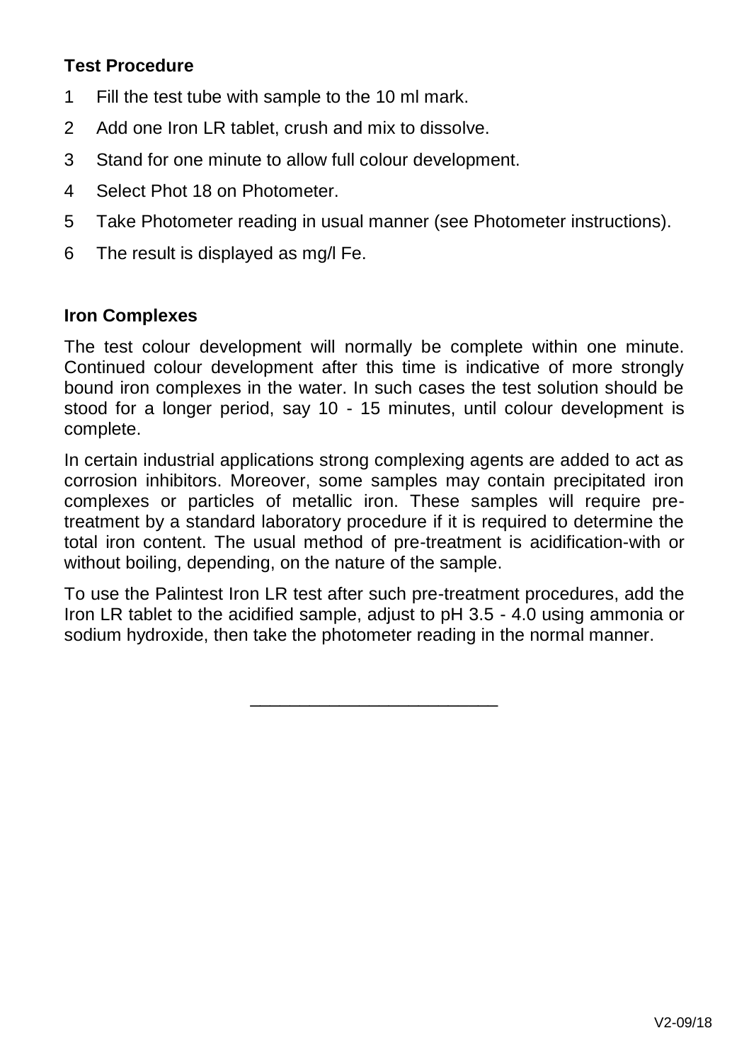**Test Procedure**

1 Fill the test tube with sample to the 10 ml mark.

2 Add one Iron LR tablet, crush and mix to dissolve.

3 Stand for one minute to allow full colour development.

4 Select Phot 18 on Photometer.

5 Take Photometer reading in usual manner (see Photometer instructions).

6 The result is displayed as mg/l Fe.

**Iron Complexes**

The test colour development will normally be complete within one minute. Continued colour development after this time is indicative of more strongly bound iron complexes in the water. In such cases the test solution should be stood for a longer period, say 10 - 15 minutes, until colour development is complete.

In certain industrial applications strong complexing agents are added to act as corrosion inhibitors. Moreover, some samples may contain precipitated iron complexes or particles of metallic iron. These samples will require pre-treatment by a standard laboratory procedure if it is required to determine the total iron content. The usual method of pre-treatment is acidification-with or without boiling, depending, on the nature of the sample.

To use the Palintest Iron LR test after such pre-treatment procedures, add the Iron LR tablet to the acidified sample, adjust to pH 3.5 - 4.0 using ammonia or sodium hydroxide, then take the photometer reading in the normal manner.

---

V2-09/18